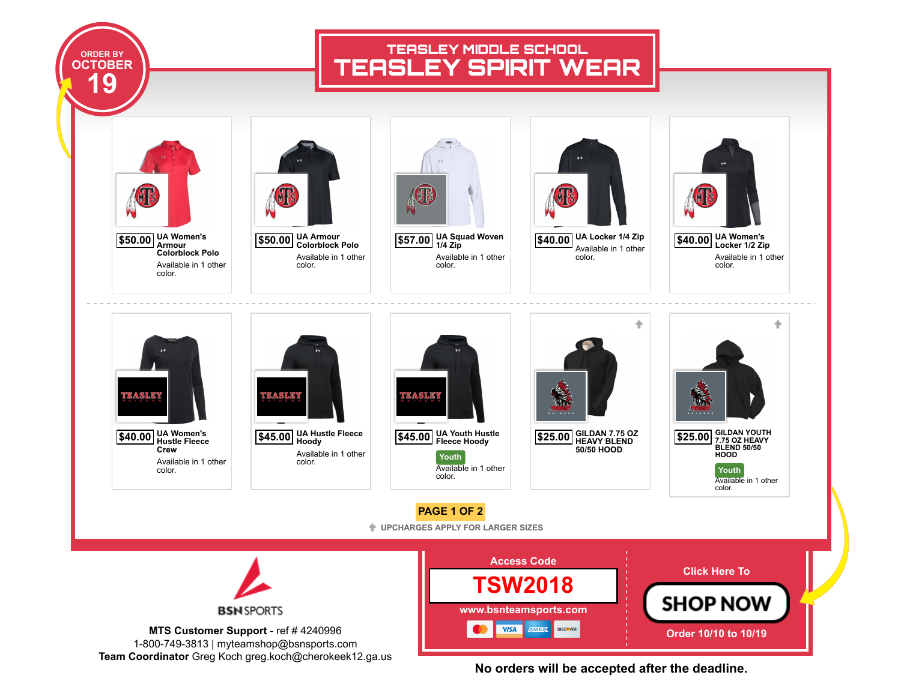ORDER BY OCTOBER 19

# TEASLEY MIDDLE SCHOOL

# TEASLEY SPIRIT WEAR

$50.00 **UA Women's Armour Colorblock Polo**
Available in 1 other color.

$50.00 **UA Armour Colorblock Polo**
Available in 1 other color.

$57.00 **UA Squad Woven 1/4 Zip**
Available in 1 other color.

$40.00 **UA Locker 1/4 Zip**
Available in 1 other color.

$40.00 **UA Women's Locker 1/2 Zip**
Available in 1 other color.

$40.00 **UA Women's Hustle Fleece Crew**
Available in 1 other color.

$45.00 **UA Hustle Fleece Hoody**
Available in 1 other color.

$45.00 **UA Youth Hustle Fleece Hoody**
Youth
Available in 1 other color.

$25.00 **GILDAN 7.75 OZ HEAVY BLEND 50/50 HOOD**

$25.00 **GILDAN YOUTH 7.75 OZ HEAVY BLEND 50/50 HOOD**
Youth
Available in 1 other color.

PAGE 1 OF 2

UPCHARGES APPLY FOR LARGER SIZES

BSN SPORTS

**MTS Customer Support** - ref # 4240996
1-800-749-3813 | myteamshop@bsnsports.com
**Team Coordinator** Greg Koch greg.koch@cherokeek12.ga.us

Access Code

**TSW2018**

www.bsnteamsports.com

Click Here To

**SHOP NOW**

Order 10/10 to 10/19

**No orders will be accepted after the deadline.**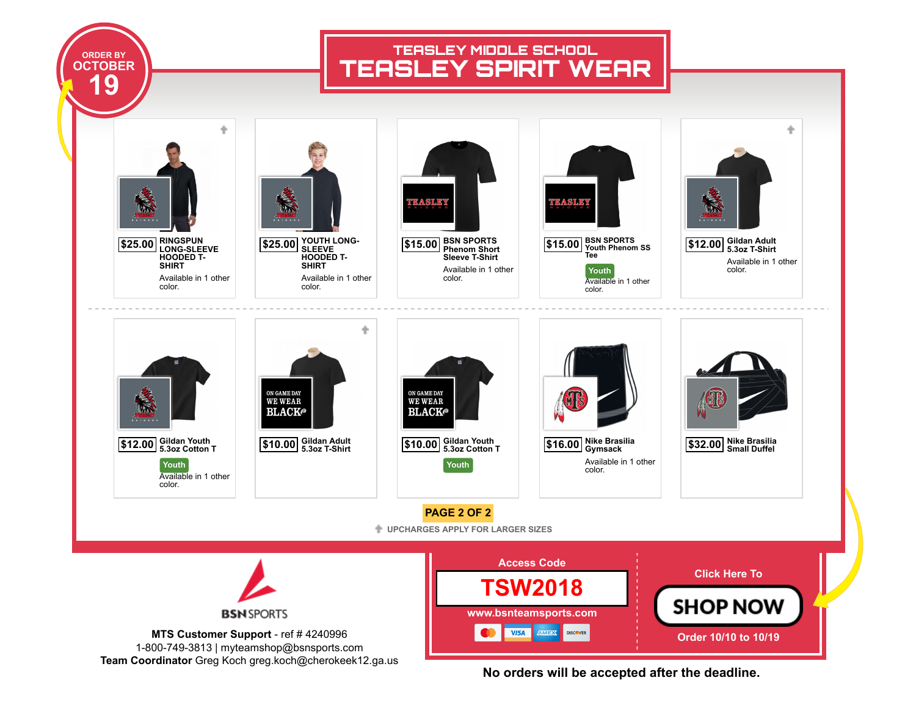ORDER BY OCTOBER 19

# TEASLEY MIDDLE SCHOOL
# TEASLEY SPIRIT WEAR

**$25.00** RINGSPUN LONG-SLEEVE HOODED T-SHIRT
Available in 1 other color.

**$25.00** YOUTH LONG-SLEEVE HOODED T-SHIRT
Available in 1 other color.

**$15.00** BSN SPORTS Phenom Short Sleeve T-Shirt
Available in 1 other color.

**$15.00** BSN SPORTS Youth Phenom SS Tee
Youth
Available in 1 other color.

**$12.00** Gildan Adult 5.3oz T-Shirt
Available in 1 other color.

**$12.00** Gildan Youth 5.3oz Cotton T
Youth
Available in 1 other color.

**$10.00** Gildan Adult 5.3oz T-Shirt

**$10.00** Gildan Youth 5.3oz Cotton T
Youth

**$16.00** Nike Brasilia Gymsack
Available in 1 other color.

**$32.00** Nike Brasilia Small Duffel

**PAGE 2 OF 2**

UPCHARGES APPLY FOR LARGER SIZES

BSN SPORTS

**MTS Customer Support** - ref # 4240996
1-800-749-3813 | myteamshop@bsnsports.com
**Team Coordinator** Greg Koch greg.koch@cherokeek12.ga.us

Access Code
**TSW2018**
www.bsnteamsports.com

Click Here To
**SHOP NOW**
Order 10/10 to 10/19

**No orders will be accepted after the deadline.**